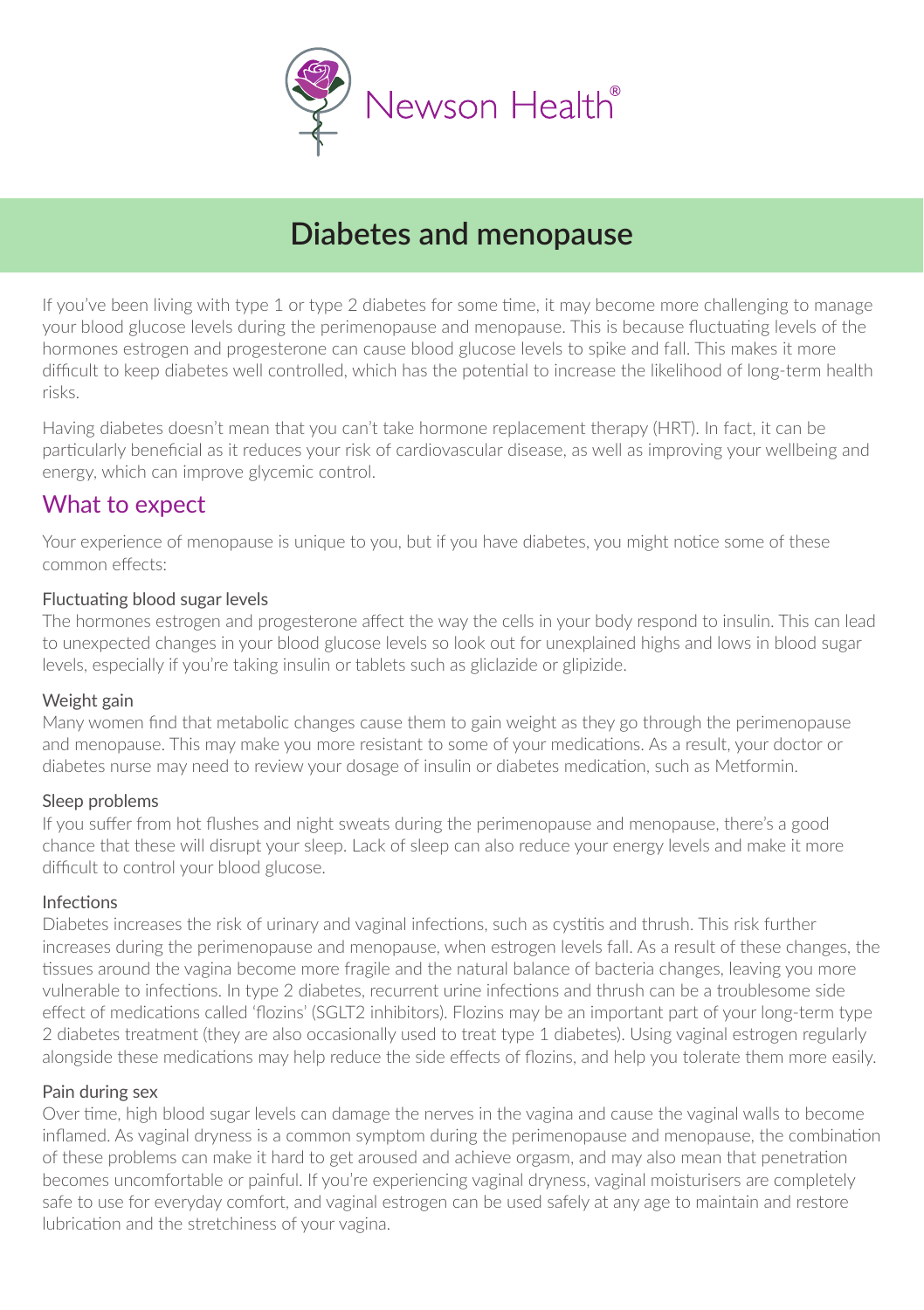Newson Health®

# Diabetes and menopause

If you've been living with type 1 or type 2 diabetes for some time, it may become more challenging to manage your blood glucose levels during the perimenopause and menopause. This is because fluctuating levels of the hormones estrogen and progesterone can cause blood glucose levels to spike and fall. This makes it more difficult to keep diabetes well controlled, which has the potential to increase the likelihood of long-term health risks.

Having diabetes doesn't mean that you can't take hormone replacement therapy (HRT). In fact, it can be particularly beneficial as it reduces your risk of cardiovascular disease, as well as improving your wellbeing and energy, which can improve glycemic control.

## What to expect

Your experience of menopause is unique to you, but if you have diabetes, you might notice some of these common effects:

### Fluctuating blood sugar levels

The hormones estrogen and progesterone affect the way the cells in your body respond to insulin. This can lead to unexpected changes in your blood glucose levels so look out for unexplained highs and lows in blood sugar levels, especially if you're taking insulin or tablets such as gliclazide or glipizide.

### Weight gain

Many women find that metabolic changes cause them to gain weight as they go through the perimenopause and menopause. This may make you more resistant to some of your medications. As a result, your doctor or diabetes nurse may need to review your dosage of insulin or diabetes medication, such as Metformin.

### Sleep problems

If you suffer from hot flushes and night sweats during the perimenopause and menopause, there's a good chance that these will disrupt your sleep. Lack of sleep can also reduce your energy levels and make it more difficult to control your blood glucose.

### Infections

Diabetes increases the risk of urinary and vaginal infections, such as cystitis and thrush. This risk further increases during the perimenopause and menopause, when estrogen levels fall. As a result of these changes, the tissues around the vagina become more fragile and the natural balance of bacteria changes, leaving you more vulnerable to infections. In type 2 diabetes, recurrent urine infections and thrush can be a troublesome side effect of medications called 'flozins' (SGLT2 inhibitors). Flozins may be an important part of your long-term type 2 diabetes treatment (they are also occasionally used to treat type 1 diabetes). Using vaginal estrogen regularly alongside these medications may help reduce the side effects of flozins, and help you tolerate them more easily.

### Pain during sex

Over time, high blood sugar levels can damage the nerves in the vagina and cause the vaginal walls to become inflamed. As vaginal dryness is a common symptom during the perimenopause and menopause, the combination of these problems can make it hard to get aroused and achieve orgasm, and may also mean that penetration becomes uncomfortable or painful. If you're experiencing vaginal dryness, vaginal moisturisers are completely safe to use for everyday comfort, and vaginal estrogen can be used safely at any age to maintain and restore lubrication and the stretchiness of your vagina.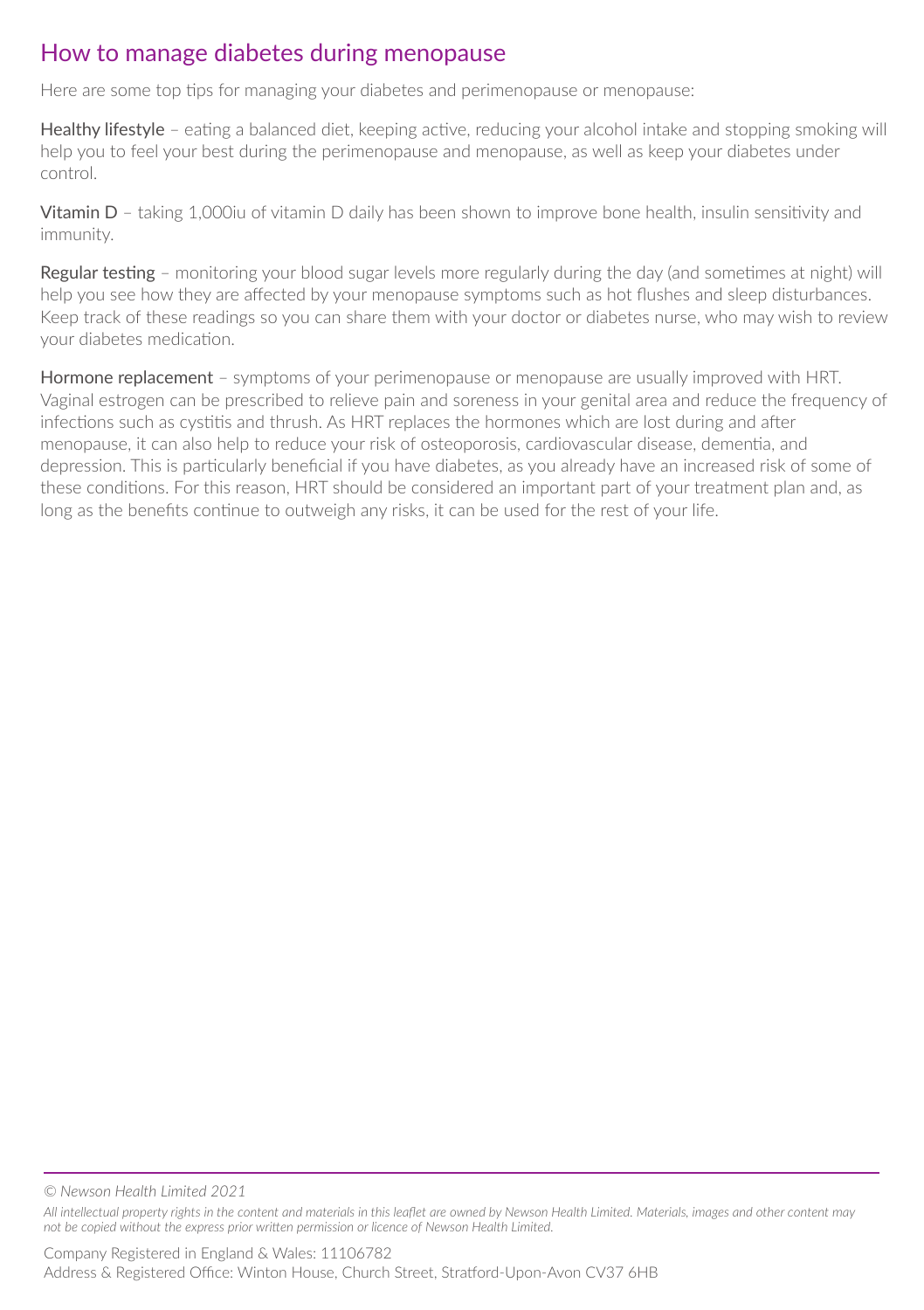## How to manage diabetes during menopause

Here are some top tips for managing your diabetes and perimenopause or menopause:

**Healthy lifestyle** – eating a balanced diet, keeping active, reducing your alcohol intake and stopping smoking will help you to feel your best during the perimenopause and menopause, as well as keep your diabetes under control.

**Vitamin D** – taking 1,000iu of vitamin D daily has been shown to improve bone health, insulin sensitivity and immunity.

**Regular testing** – monitoring your blood sugar levels more regularly during the day (and sometimes at night) will help you see how they are affected by your menopause symptoms such as hot flushes and sleep disturbances. Keep track of these readings so you can share them with your doctor or diabetes nurse, who may wish to review your diabetes medication.

**Hormone replacement** – symptoms of your perimenopause or menopause are usually improved with HRT. Vaginal estrogen can be prescribed to relieve pain and soreness in your genital area and reduce the frequency of infections such as cystitis and thrush. As HRT replaces the hormones which are lost during and after menopause, it can also help to reduce your risk of osteoporosis, cardiovascular disease, dementia, and depression. This is particularly beneficial if you have diabetes, as you already have an increased risk of some of these conditions. For this reason, HRT should be considered an important part of your treatment plan and, as long as the benefits continue to outweigh any risks, it can be used for the rest of your life.

---

*© Newson Health Limited 2021*

*All intellectual property rights in the content and materials in this leaflet are owned by Newson Health Limited. Materials, images and other content may not be copied without the express prior written permission or licence of Newson Health Limited.*

Company Registered in England & Wales: 11106782
Address & Registered Office: Winton House, Church Street, Stratford-Upon-Avon CV37 6HB